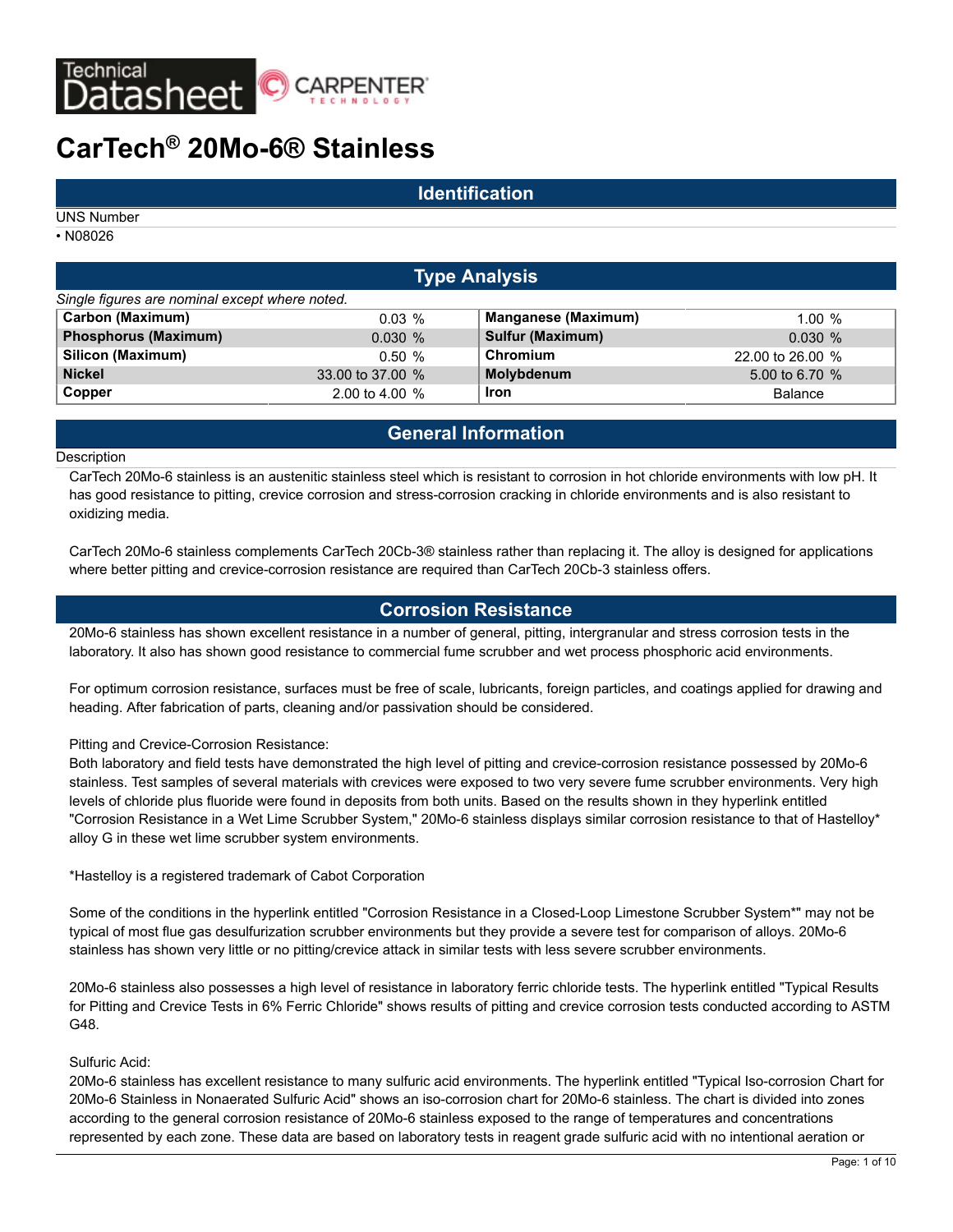# CarTech® 20Mo-6® Stainless

## Identification

UNS Number

- N08026

## Type Analysis

*Single figures are nominal except where noted.*

| Element | Value | Element | Value |
|---|---|---|---|
| **Carbon (Maximum)** | 0.03 % | **Manganese (Maximum)** | 1.00 % |
| **Phosphorus (Maximum)** | 0.030 % | **Sulfur (Maximum)** | 0.030 % |
| **Silicon (Maximum)** | 0.50 % | **Chromium** | 22.00 to 26.00 % |
| **Nickel** | 33.00 to 37.00 % | **Molybdenum** | 5.00 to 6.70 % |
| **Copper** | 2.00 to 4.00 % | **Iron** | Balance |

## General Information

Description

CarTech 20Mo-6 stainless is an austenitic stainless steel which is resistant to corrosion in hot chloride environments with low pH. It has good resistance to pitting, crevice corrosion and stress-corrosion cracking in chloride environments and is also resistant to oxidizing media.

CarTech 20Mo-6 stainless complements CarTech 20Cb-3® stainless rather than replacing it. The alloy is designed for applications where better pitting and crevice-corrosion resistance are required than CarTech 20Cb-3 stainless offers.

## Corrosion Resistance

20Mo-6 stainless has shown excellent resistance in a number of general, pitting, intergranular and stress corrosion tests in the laboratory. It also has shown good resistance to commercial fume scrubber and wet process phosphoric acid environments.

For optimum corrosion resistance, surfaces must be free of scale, lubricants, foreign particles, and coatings applied for drawing and heading. After fabrication of parts, cleaning and/or passivation should be considered.

Pitting and Crevice-Corrosion Resistance:

Both laboratory and field tests have demonstrated the high level of pitting and crevice-corrosion resistance possessed by 20Mo-6 stainless. Test samples of several materials with crevices were exposed to two very severe fume scrubber environments. Very high levels of chloride plus fluoride were found in deposits from both units. Based on the results shown in they hyperlink entitled "Corrosion Resistance in a Wet Lime Scrubber System," 20Mo-6 stainless displays similar corrosion resistance to that of Hastelloy* alloy G in these wet lime scrubber system environments.

*Hastelloy is a registered trademark of Cabot Corporation

Some of the conditions in the hyperlink entitled "Corrosion Resistance in a Closed-Loop Limestone Scrubber System*" may not be typical of most flue gas desulfurization scrubber environments but they provide a severe test for comparison of alloys. 20Mo-6 stainless has shown very little or no pitting/crevice attack in similar tests with less severe scrubber environments.

20Mo-6 stainless also possesses a high level of resistance in laboratory ferric chloride tests. The hyperlink entitled "Typical Results for Pitting and Crevice Tests in 6% Ferric Chloride" shows results of pitting and crevice corrosion tests conducted according to ASTM G48.

Sulfuric Acid:

20Mo-6 stainless has excellent resistance to many sulfuric acid environments. The hyperlink entitled "Typical Iso-corrosion Chart for 20Mo-6 Stainless in Nonaerated Sulfuric Acid" shows an iso-corrosion chart for 20Mo-6 stainless. The chart is divided into zones according to the general corrosion resistance of 20Mo-6 stainless exposed to the range of temperatures and concentrations represented by each zone. These data are based on laboratory tests in reagent grade sulfuric acid with no intentional aeration or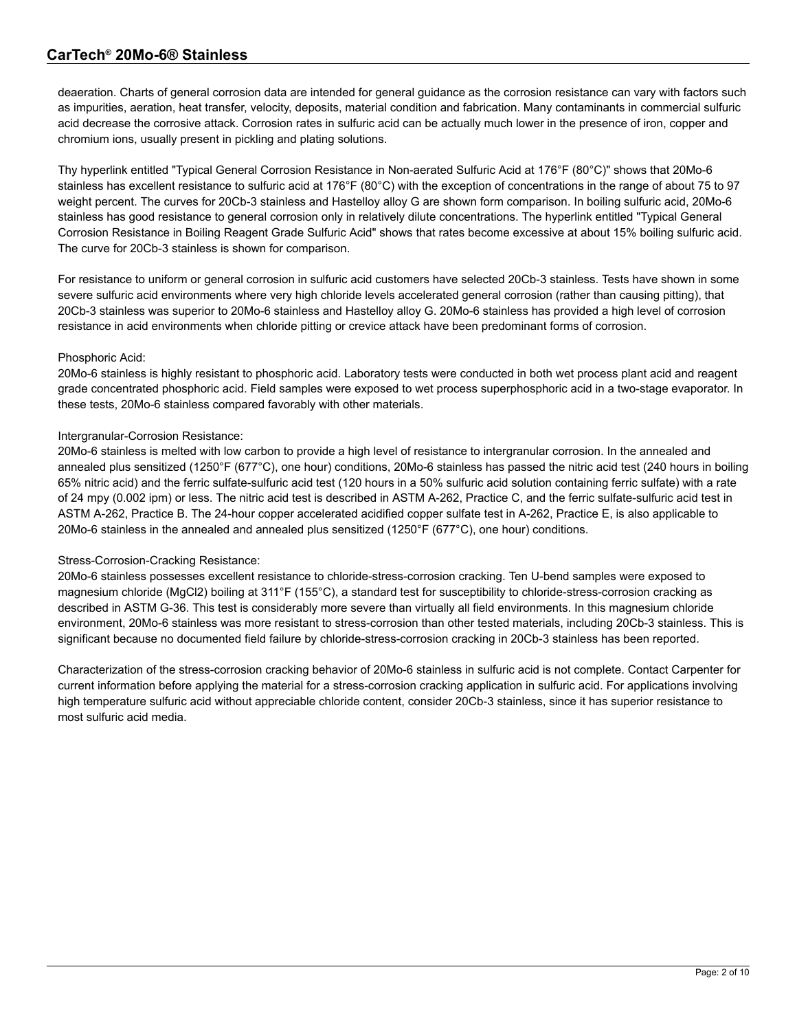deaeration. Charts of general corrosion data are intended for general guidance as the corrosion resistance can vary with factors such as impurities, aeration, heat transfer, velocity, deposits, material condition and fabrication. Many contaminants in commercial sulfuric acid decrease the corrosive attack. Corrosion rates in sulfuric acid can be actually much lower in the presence of iron, copper and chromium ions, usually present in pickling and plating solutions.

Thy hyperlink entitled "Typical General Corrosion Resistance in Non-aerated Sulfuric Acid at 176°F (80°C)" shows that 20Mo-6 stainless has excellent resistance to sulfuric acid at 176°F (80°C) with the exception of concentrations in the range of about 75 to 97 weight percent. The curves for 20Cb-3 stainless and Hastelloy alloy G are shown form comparison. In boiling sulfuric acid, 20Mo-6 stainless has good resistance to general corrosion only in relatively dilute concentrations. The hyperlink entitled "Typical General Corrosion Resistance in Boiling Reagent Grade Sulfuric Acid" shows that rates become excessive at about 15% boiling sulfuric acid. The curve for 20Cb-3 stainless is shown for comparison.

For resistance to uniform or general corrosion in sulfuric acid customers have selected 20Cb-3 stainless. Tests have shown in some severe sulfuric acid environments where very high chloride levels accelerated general corrosion (rather than causing pitting), that 20Cb-3 stainless was superior to 20Mo-6 stainless and Hastelloy alloy G. 20Mo-6 stainless has provided a high level of corrosion resistance in acid environments when chloride pitting or crevice attack have been predominant forms of corrosion.

Phosphoric Acid:
20Mo-6 stainless is highly resistant to phosphoric acid. Laboratory tests were conducted in both wet process plant acid and reagent grade concentrated phosphoric acid. Field samples were exposed to wet process superphosphoric acid in a two-stage evaporator. In these tests, 20Mo-6 stainless compared favorably with other materials.

Intergranular-Corrosion Resistance:
20Mo-6 stainless is melted with low carbon to provide a high level of resistance to intergranular corrosion. In the annealed and annealed plus sensitized (1250°F (677°C), one hour) conditions, 20Mo-6 stainless has passed the nitric acid test (240 hours in boiling 65% nitric acid) and the ferric sulfate-sulfuric acid test (120 hours in a 50% sulfuric acid solution containing ferric sulfate) with a rate of 24 mpy (0.002 ipm) or less. The nitric acid test is described in ASTM A-262, Practice C, and the ferric sulfate-sulfuric acid test in ASTM A-262, Practice B. The 24-hour copper accelerated acidified copper sulfate test in A-262, Practice E, is also applicable to 20Mo-6 stainless in the annealed and annealed plus sensitized (1250°F (677°C), one hour) conditions.

Stress-Corrosion-Cracking Resistance:
20Mo-6 stainless possesses excellent resistance to chloride-stress-corrosion cracking. Ten U-bend samples were exposed to magnesium chloride ($MgCl_2$) boiling at 311°F (155°C), a standard test for susceptibility to chloride-stress-corrosion cracking as described in ASTM G-36. This test is considerably more severe than virtually all field environments. In this magnesium chloride environment, 20Mo-6 stainless was more resistant to stress-corrosion than other tested materials, including 20Cb-3 stainless. This is significant because no documented field failure by chloride-stress-corrosion cracking in 20Cb-3 stainless has been reported.

Characterization of the stress-corrosion cracking behavior of 20Mo-6 stainless in sulfuric acid is not complete. Contact Carpenter for current information before applying the material for a stress-corrosion cracking application in sulfuric acid. For applications involving high temperature sulfuric acid without appreciable chloride content, consider 20Cb-3 stainless, since it has superior resistance to most sulfuric acid media.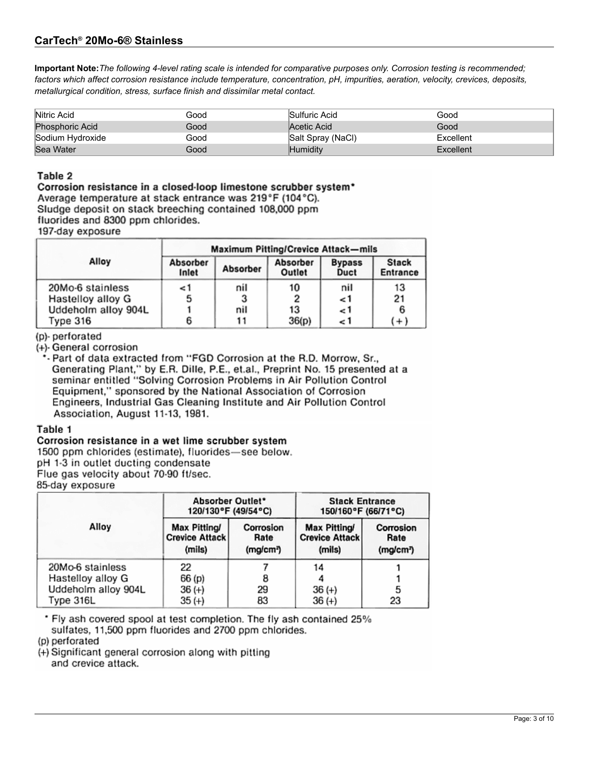## CarTech® 20Mo-6® Stainless

**Important Note:** *The following 4-level rating scale is intended for comparative purposes only. Corrosion testing is recommended; factors which affect corrosion resistance include temperature, concentration, pH, impurities, aeration, velocity, crevices, deposits, metallurgical condition, stress, surface finish and dissimilar metal contact.*

| | | | |
|---|---|---|---|
| Nitric Acid | Good | Sulfuric Acid | Good |
| Phosphoric Acid | Good | Acetic Acid | Good |
| Sodium Hydroxide | Good | Salt Spray (NaCl) | Excellent |
| Sea Water | Good | Humidity | Excellent |

**Table 2**

**Corrosion resistance in a closed-loop limestone scrubber system***

Average temperature at stack entrance was 219°F (104°C).
Sludge deposit on stack breeching contained 108,000 ppm fluorides and 8300 ppm chlorides.
197-day exposure

| Alloy | Maximum Pitting/Crevice Attack—mils | | | | |
|---|---|---|---|---|---|
| | Absorber Inlet | Absorber | Absorber Outlet | Bypass Duct | Stack Entrance |
| 20Mo-6 stainless | <1 | nil | 10 | nil | 13 |
| Hastelloy alloy G | 5 | 3 | 2 | <1 | 21 |
| Uddeholm alloy 904L | 1 | nil | 13 | <1 | 6 |
| Type 316 | 6 | 11 | 36(p) | <1 | (+) |

(p)- perforated
(+)- General corrosion
*- Part of data extracted from "FGD Corrosion at the R.D. Morrow, Sr., Generating Plant," by E.R. Dille, P.E., et.al., Preprint No. 15 presented at a seminar entitled "Solving Corrosion Problems in Air Pollution Control Equipment," sponsored by the National Association of Corrosion Engineers, Industrial Gas Cleaning Institute and Air Pollution Control Association, August 11-13, 1981.

**Table 1**

**Corrosion resistance in a wet lime scrubber system**

1500 ppm chlorides (estimate), fluorides—see below.
pH 1-3 in outlet ducting condensate
Flue gas velocity about 70-90 ft/sec.
85-day exposure

| Alloy | Absorber Outlet* 120/130°F (49/54°C) | | Stack Entrance 150/160°F (66/71°C) | |
|---|---|---|---|---|
| | Max Pitting/ Crevice Attack (mils) | Corrosion Rate ($mg/cm^2$) | Max Pitting/ Crevice Attack (mils) | Corrosion Rate ($mg/cm^2$) |
| 20Mo-6 stainless | 22 | 7 | 14 | 1 |
| Hastelloy alloy G | 66 (p) | 8 | 4 | 1 |
| Uddeholm alloy 904L | 36 (+) | 29 | 36 (+) | 5 |
| Type 316L | 35 (+) | 83 | 36 (+) | 23 |

* Fly ash covered spool at test completion. The fly ash contained 25% sulfates, 11,500 ppm fluorides and 2700 ppm chlorides.
(p) perforated
(+) Significant general corrosion along with pitting and crevice attack.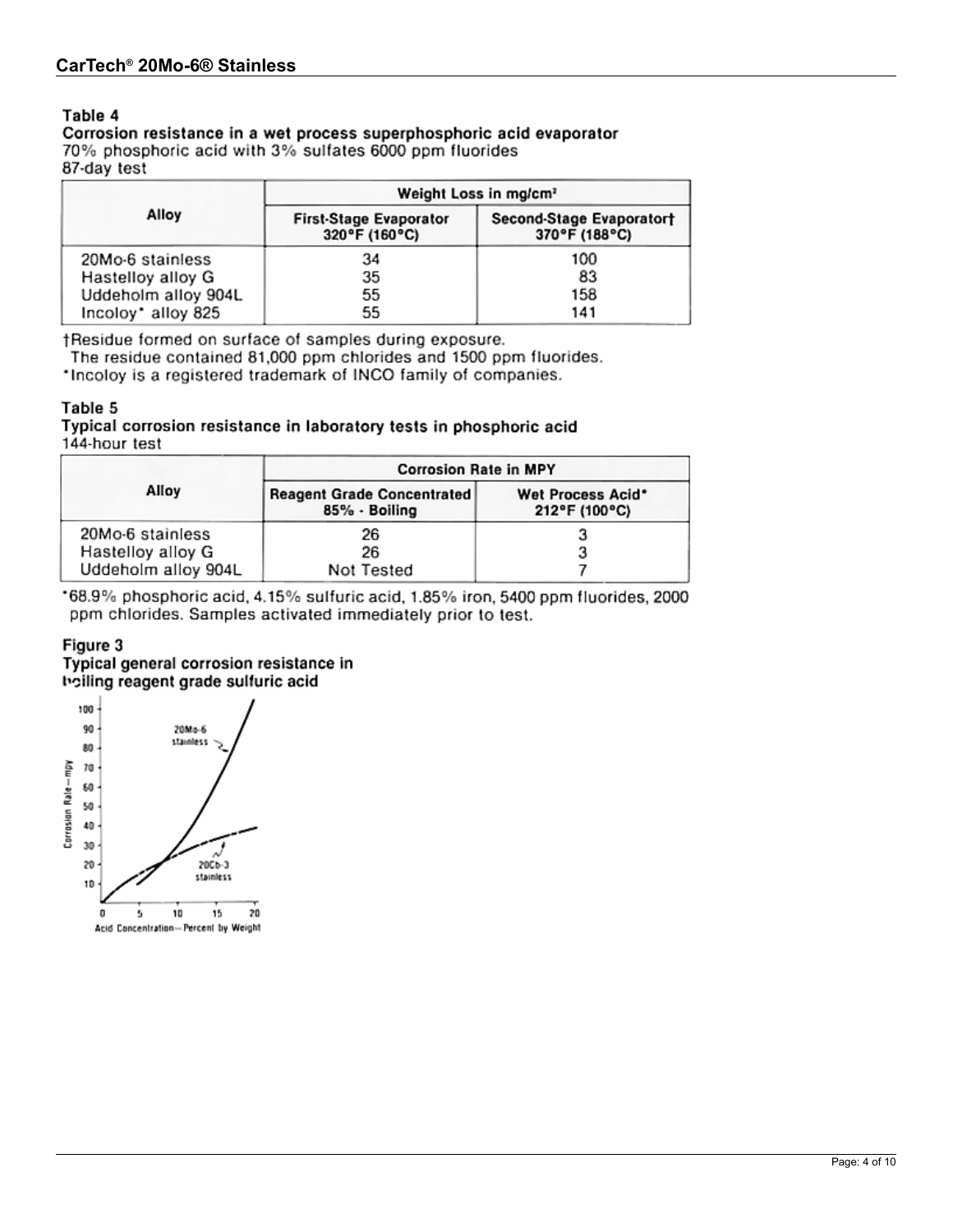### Table 4

**Corrosion resistance in a wet process superphosphoric acid evaporator**

70% phosphoric acid with 3% sulfates 6000 ppm fluorides

87-day test

| Alloy | Weight Loss in mg/cm² | |
|---|---|---|
| | First-Stage Evaporator 320°F (160°C) | Second-Stage Evaporator† 370°F (188°C) |
| 20Mo-6 stainless | 34 | 100 |
| Hastelloy alloy G | 35 | 83 |
| Uddeholm alloy 904L | 55 | 158 |
| Incoloy* alloy 825 | 55 | 141 |

†Residue formed on surface of samples during exposure.
The residue contained 81,000 ppm chlorides and 1500 ppm fluorides.

*Incoloy is a registered trademark of INCO family of companies.

### Table 5

**Typical corrosion resistance in laboratory tests in phosphoric acid**

144-hour test

| Alloy | Corrosion Rate in MPY | |
|---|---|---|
| | Reagent Grade Concentrated 85% - Boiling | Wet Process Acid* 212°F (100°C) |
| 20Mo-6 stainless | 26 | 3 |
| Hastelloy alloy G | 26 | 3 |
| Uddeholm alloy 904L | Not Tested | 7 |

*68.9% phosphoric acid, 4.15% sulfuric acid, 1.85% iron, 5400 ppm fluorides, 2000 ppm chlorides. Samples activated immediately prior to test.

### Figure 3

**Typical general corrosion resistance in boiling reagent grade sulfuric acid**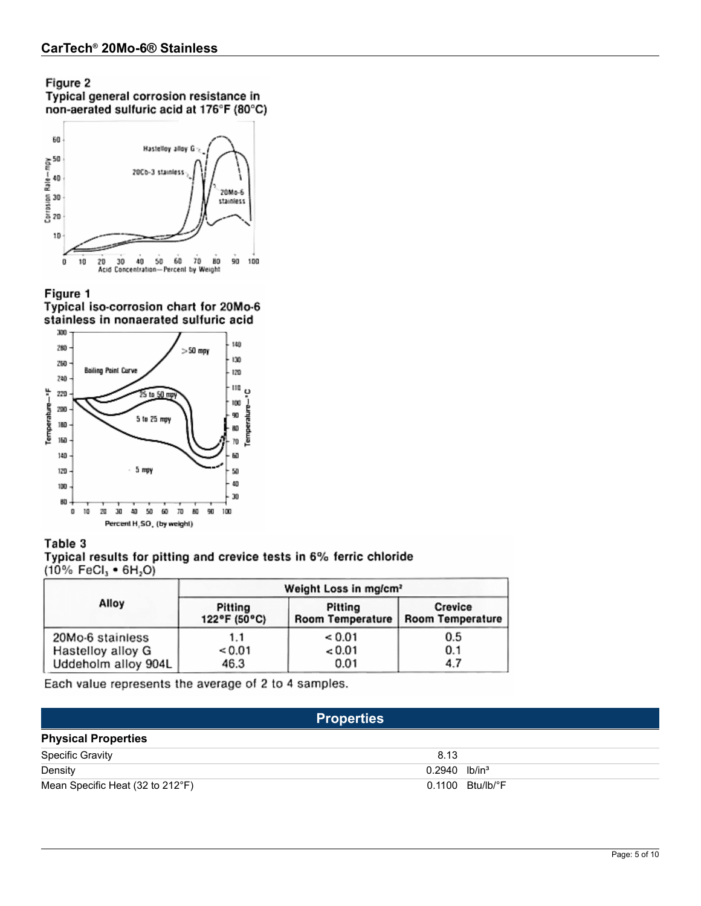### Figure 2

Typical general corrosion resistance in non-aerated sulfuric acid at 176°F (80°C)

### Figure 1

Typical iso-corrosion chart for 20Mo-6 stainless in nonaerated sulfuric acid

### Table 3

Typical results for pitting and crevice tests in 6% ferric chloride (10% $FeCl_3 \cdot 6H_2O$)

| Alloy | Weight Loss in mg/cm² | | |
|---|---|---|---|
| | Pitting 122°F (50°C) | Pitting Room Temperature | Crevice Room Temperature |
| 20Mo-6 stainless | 1.1 | < 0.01 | 0.5 |
| Hastelloy alloy G | < 0.01 | < 0.01 | 0.1 |
| Uddeholm alloy 904L | 46.3 | 0.01 | 4.7 |

Each value represents the average of 2 to 4 samples.

## Properties

### Physical Properties

| Property | Value | Unit |
|---|---|---|
| Specific Gravity | 8.13 | |
| Density | 0.2940 | lb/in³ |
| Mean Specific Heat (32 to 212°F) | 0.1100 | Btu/lb/°F |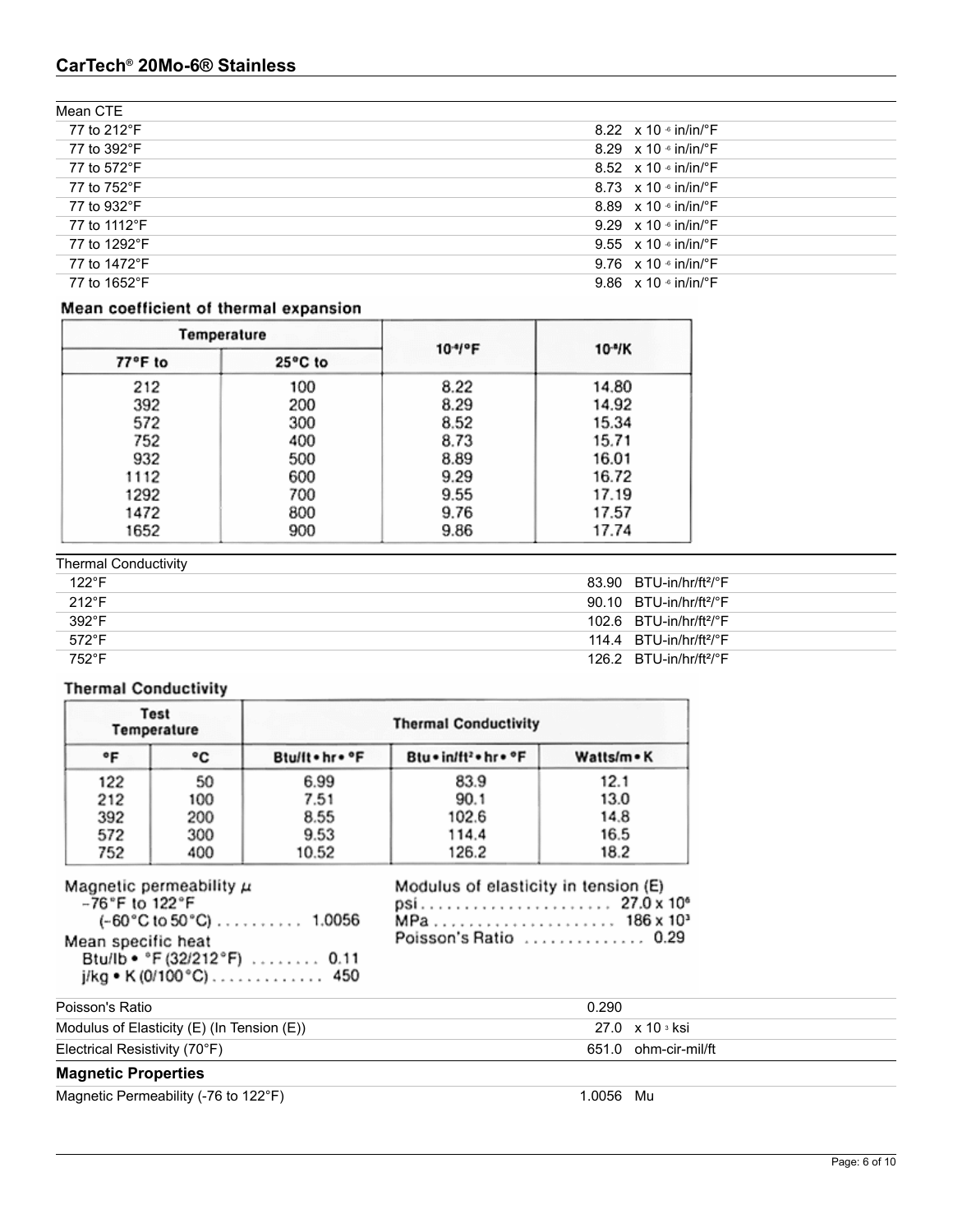| Mean CTE | |
|---|---|
| 77 to 212°F | 8.22 x $10^{-6}$ in/in/°F |
| 77 to 392°F | 8.29 x $10^{-6}$ in/in/°F |
| 77 to 572°F | 8.52 x $10^{-6}$ in/in/°F |
| 77 to 752°F | 8.73 x $10^{-6}$ in/in/°F |
| 77 to 932°F | 8.89 x $10^{-6}$ in/in/°F |
| 77 to 1112°F | 9.29 x $10^{-6}$ in/in/°F |
| 77 to 1292°F | 9.55 x $10^{-6}$ in/in/°F |
| 77 to 1472°F | 9.76 x $10^{-6}$ in/in/°F |
| 77 to 1652°F | 9.86 x $10^{-6}$ in/in/°F |

**Mean coefficient of thermal expansion**

| Temperature | | $10^{-6}$/°F | $10^{-6}$/K |
|---|---|---|---|
| 77°F to | 25°C to | | |
| 212 | 100 | 8.22 | 14.80 |
| 392 | 200 | 8.29 | 14.92 |
| 572 | 300 | 8.52 | 15.34 |
| 752 | 400 | 8.73 | 15.71 |
| 932 | 500 | 8.89 | 16.01 |
| 1112 | 600 | 9.29 | 16.72 |
| 1292 | 700 | 9.55 | 17.19 |
| 1472 | 800 | 9.76 | 17.57 |
| 1652 | 900 | 9.86 | 17.74 |

| Thermal Conductivity | |
|---|---|
| 122°F | 83.90 BTU-in/hr/ft²/°F |
| 212°F | 90.10 BTU-in/hr/ft²/°F |
| 392°F | 102.6 BTU-in/hr/ft²/°F |
| 572°F | 114.4 BTU-in/hr/ft²/°F |
| 752°F | 126.2 BTU-in/hr/ft²/°F |

**Thermal Conductivity**

| Test Temperature | | Thermal Conductivity | | |
|---|---|---|---|---|
| °F | °C | Btu/ft • hr • °F | Btu • in/ft² • hr • °F | Watts/m • K |
| 122 | 50 | 6.99 | 83.9 | 12.1 |
| 212 | 100 | 7.51 | 90.1 | 13.0 |
| 392 | 200 | 8.55 | 102.6 | 14.8 |
| 572 | 300 | 9.53 | 114.4 | 16.5 |
| 752 | 400 | 10.52 | 126.2 | 18.2 |

Magnetic permeability $\mu$
-76°F to 122°F
(-60°C to 50°C) .......... 1.0056

Mean specific heat
Btu/lb • °F (32/212°F) ........ 0.11
j/kg • K (0/100°C) ............. 450

Modulus of elasticity in tension (E)
psi ...................... 27.0 x $10^6$
MPa ..................... 186 x $10^3$
Poisson's Ratio .............. 0.29

| | |
|---|---|
| Poisson's Ratio | 0.290 |
| Modulus of Elasticity (E) (In Tension (E)) | 27.0 x $10^3$ ksi |
| Electrical Resistivity (70°F) | 651.0 ohm-cir-mil/ft |

### Magnetic Properties

| | |
|---|---|
| Magnetic Permeability (-76 to 122°F) | 1.0056 Mu |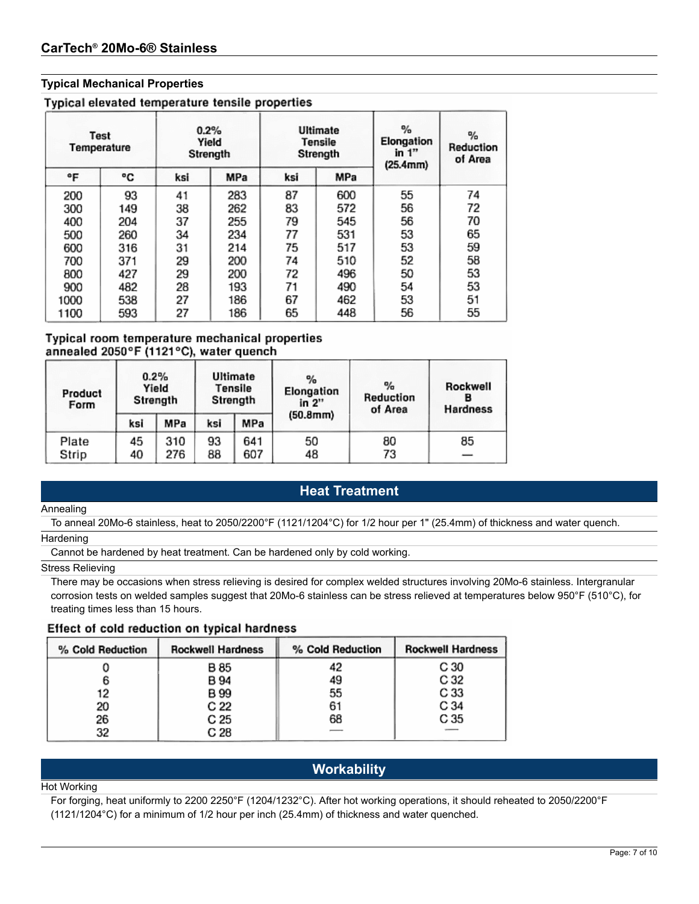## Typical Mechanical Properties

### Typical elevated temperature tensile properties

| Test Temperature | | 0.2% Yield Strength | | Ultimate Tensile Strength | | % Elongation in 1" (25.4mm) | % Reduction of Area |
|---|---|---|---|---|---|---|---|
| °F | °C | ksi | MPa | ksi | MPa | | |
| 200 | 93 | 41 | 283 | 87 | 600 | 55 | 74 |
| 300 | 149 | 38 | 262 | 83 | 572 | 56 | 72 |
| 400 | 204 | 37 | 255 | 79 | 545 | 56 | 70 |
| 500 | 260 | 34 | 234 | 77 | 531 | 53 | 65 |
| 600 | 316 | 31 | 214 | 75 | 517 | 53 | 59 |
| 700 | 371 | 29 | 200 | 74 | 510 | 52 | 58 |
| 800 | 427 | 29 | 200 | 72 | 496 | 50 | 53 |
| 900 | 482 | 28 | 193 | 71 | 490 | 54 | 53 |
| 1000 | 538 | 27 | 186 | 67 | 462 | 53 | 51 |
| 1100 | 593 | 27 | 186 | 65 | 448 | 56 | 55 |

### Typical room temperature mechanical properties annealed 2050°F (1121°C), water quench

| Product Form | 0.2% Yield Strength | | Ultimate Tensile Strength | | % Elongation in 2" (50.8mm) | % Reduction of Area | Rockwell B Hardness |
|---|---|---|---|---|---|---|---|
| | ksi | MPa | ksi | MPa | | | |
| Plate | 45 | 310 | 93 | 641 | 50 | 80 | 85 |
| Strip | 40 | 276 | 88 | 607 | 48 | 73 | — |

## Heat Treatment

**Annealing**

To anneal 20Mo-6 stainless, heat to 2050/2200°F (1121/1204°C) for 1/2 hour per 1" (25.4mm) of thickness and water quench.

**Hardening**

Cannot be hardened by heat treatment. Can be hardened only by cold working.

**Stress Relieving**

There may be occasions when stress relieving is desired for complex welded structures involving 20Mo-6 stainless. Intergranular corrosion tests on welded samples suggest that 20Mo-6 stainless can be stress relieved at temperatures below 950°F (510°C), for treating times less than 15 hours.

### Effect of cold reduction on typical hardness

| % Cold Reduction | Rockwell Hardness | % Cold Reduction | Rockwell Hardness |
|---|---|---|---|
| 0 | B 85 | 42 | C 30 |
| 6 | B 94 | 49 | C 32 |
| 12 | B 99 | 55 | C 33 |
| 20 | C 22 | 61 | C 34 |
| 26 | C 25 | 68 | C 35 |
| 32 | C 28 | — | — |

## Workability

**Hot Working**

For forging, heat uniformly to 2200 2250°F (1204/1232°C). After hot working operations, it should reheated to 2050/2200°F (1121/1204°C) for a minimum of 1/2 hour per inch (25.4mm) of thickness and water quenched.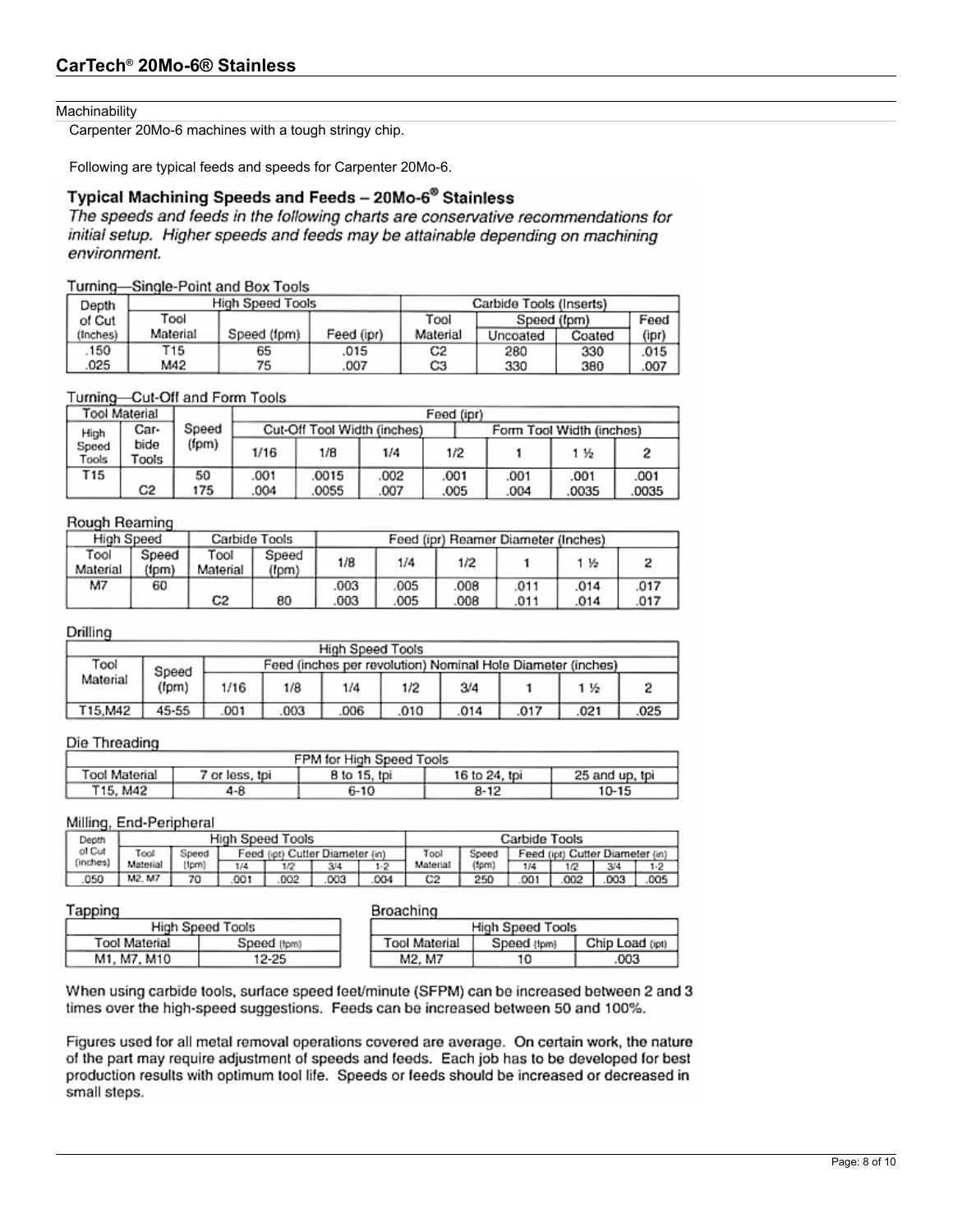## CarTech® 20Mo-6® Stainless

### Machinability

Carpenter 20Mo-6 machines with a tough stringy chip.

Following are typical feeds and speeds for Carpenter 20Mo-6.

### Typical Machining Speeds and Feeds – 20Mo-6® Stainless

*The speeds and feeds in the following charts are conservative recommendations for initial setup. Higher speeds and feeds may be attainable depending on machining environment.*

**Turning—Single-Point and Box Tools**

| Depth of Cut (Inches) | High Speed Tools | | | Carbide Tools (Inserts) | | | |
|---|---|---|---|---|---|---|---|
| | Tool Material | Speed (fpm) | Feed (ipr) | Tool Material | Speed (fpm) Uncoated | Speed (fpm) Coated | Feed (ipr) |
| .150 | T15 | 65 | .015 | C2 | 280 | 330 | .015 |
| .025 | M42 | 75 | .007 | C3 | 330 | 380 | .007 |

**Turning—Cut-Off and Form Tools**

| Tool Material | | Speed (fpm) | Feed (ipr) | | | | | | |
|---|---|---|---|---|---|---|---|---|---|
| High Speed Tools | Carbide Tools | | Cut-Off Tool Width (inches) | | | | Form Tool Width (inches) | | |
| | | | 1/16 | 1/8 | 1/4 | 1/2 | 1 | 1 ½ | 2 |
| T15 | | 50 | .001 | .0015 | .002 | .001 | .001 | .001 | .001 |
| | C2 | 175 | .004 | .0055 | .007 | .005 | .004 | .0035 | .0035 |

**Rough Reaming**

| High Speed | | Carbide Tools | | Feed (ipr) Reamer Diameter (Inches) | | | | | |
|---|---|---|---|---|---|---|---|---|---|
| Tool Material | Speed (fpm) | Tool Material | Speed (fpm) | 1/8 | 1/4 | 1/2 | 1 | 1 ½ | 2 |
| M7 | 60 | | | .003 | .005 | .008 | .011 | .014 | .017 |
| | | C2 | 80 | .003 | .005 | .008 | .011 | .014 | .017 |

**Drilling**

| High Speed Tools | | | | | | | | | |
|---|---|---|---|---|---|---|---|---|---|
| Tool Material | Speed (fpm) | Feed (inches per revolution) Nominal Hole Diameter (inches) | | | | | | | |
| | | 1/16 | 1/8 | 1/4 | 1/2 | 3/4 | 1 | 1 ½ | 2 |
| T15,M42 | 45-55 | .001 | .003 | .006 | .010 | .014 | .017 | .021 | .025 |

**Die Threading**

| Tool Material | FPM for High Speed Tools | | | |
|---|---|---|---|---|
| | 7 or less, tpi | 8 to 15, tpi | 16 to 24, tpi | 25 and up, tpi |
| T15, M42 | 4-8 | 6-10 | 8-12 | 10-15 |

**Milling, End-Peripheral**

| Depth of Cut (inches) | High Speed Tools | | | | | | Carbide Tools | | | | | |
|---|---|---|---|---|---|---|---|---|---|---|---|---|
| | Tool Material | Speed (fpm) | Feed (ipt) Cutter Diameter (in) 1/4 | 1/2 | 3/4 | 1-2 | Tool Material | Speed (fpm) | Feed (ipt) Cutter Diameter (in) 1/4 | 1/2 | 3/4 | 1-2 |
| .050 | M2, M7 | 70 | .001 | .002 | .003 | .004 | C2 | 250 | .001 | .002 | .003 | .005 |

**Tapping**

| High Speed Tools | |
|---|---|
| Tool Material | Speed (fpm) |
| M1, M7, M10 | 12-25 |

**Broaching**

| High Speed Tools | | |
|---|---|---|
| Tool Material | Speed (fpm) | Chip Load (ipt) |
| M2, M7 | 10 | .003 |

When using carbide tools, surface speed feet/minute (SFPM) can be increased between 2 and 3 times over the high-speed suggestions. Feeds can be increased between 50 and 100%.

Figures used for all metal removal operations covered are average. On certain work, the nature of the part may require adjustment of speeds and feeds. Each job has to be developed for best production results with optimum tool life. Speeds or feeds should be increased or decreased in small steps.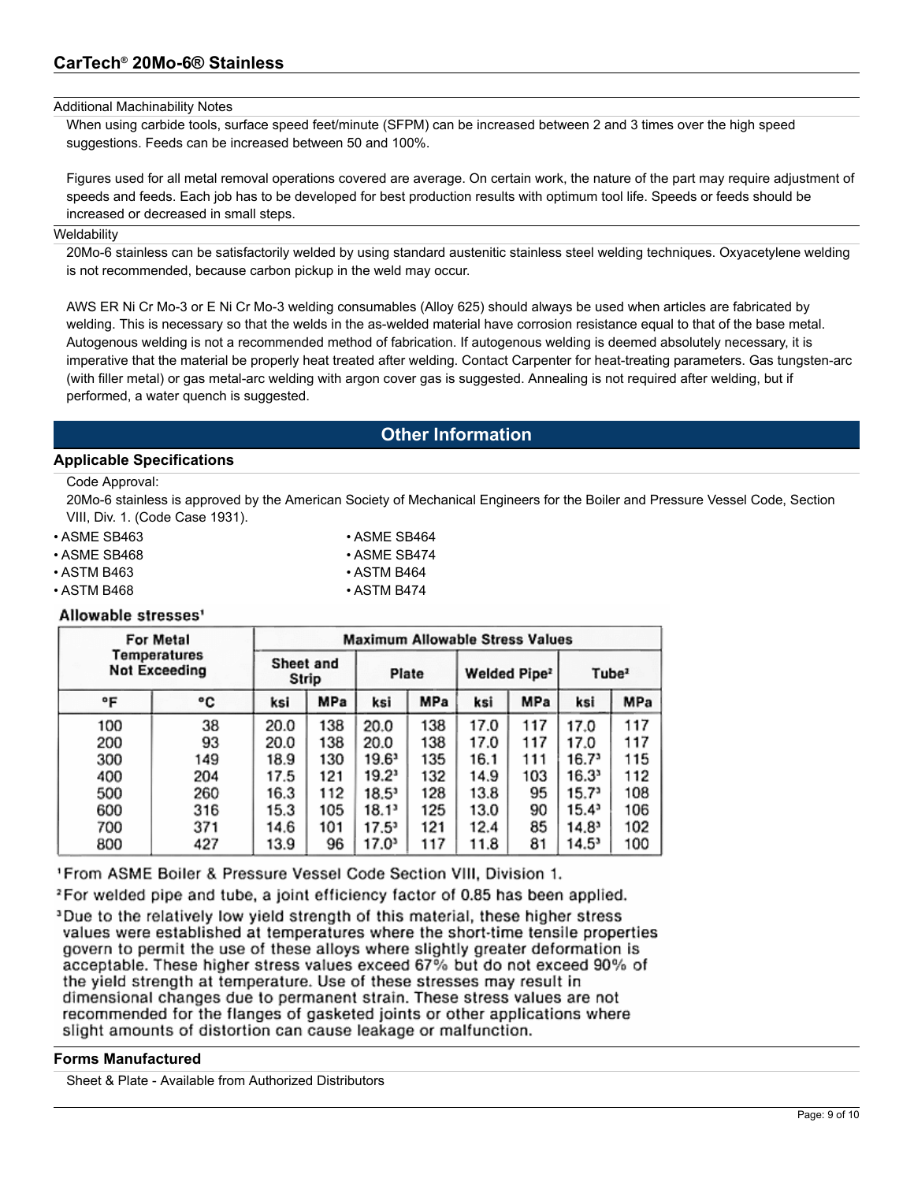Additional Machinability Notes

When using carbide tools, surface speed feet/minute (SFPM) can be increased between 2 and 3 times over the high speed suggestions. Feeds can be increased between 50 and 100%.

Figures used for all metal removal operations covered are average. On certain work, the nature of the part may require adjustment of speeds and feeds. Each job has to be developed for best production results with optimum tool life. Speeds or feeds should be increased or decreased in small steps.

Weldability

20Mo-6 stainless can be satisfactorily welded by using standard austenitic stainless steel welding techniques. Oxyacetylene welding is not recommended, because carbon pickup in the weld may occur.

AWS ER Ni Cr Mo-3 or E Ni Cr Mo-3 welding consumables (Alloy 625) should always be used when articles are fabricated by welding. This is necessary so that the welds in the as-welded material have corrosion resistance equal to that of the base metal. Autogenous welding is not a recommended method of fabrication. If autogenous welding is deemed absolutely necessary, it is imperative that the material be properly heat treated after welding. Contact Carpenter for heat-treating parameters. Gas tungsten-arc (with filler metal) or gas metal-arc welding with argon cover gas is suggested. Annealing is not required after welding, but if performed, a water quench is suggested.

## Other Information

### Applicable Specifications

Code Approval:

20Mo-6 stainless is approved by the American Society of Mechanical Engineers for the Boiler and Pressure Vessel Code, Section VIII, Div. 1. (Code Case 1931).

- ASME SB463
- ASME SB468
- ASTM B463
- ASTM B468
- ASME SB464
- ASME SB474
- ASTM B464
- ASTM B474

**Allowable stresses[1]**

| For Metal Temperatures Not Exceeding | | Maximum Allowable Stress Values | | | | | | | |
|---|---|---|---|---|---|---|---|---|---|
| | | Sheet and Strip | | Plate | | Welded Pipe[2] | | Tube[2] | |
| °F | °C | ksi | MPa | ksi | MPa | ksi | MPa | ksi | MPa |
| 100 | 38 | 20.0 | 138 | 20.0 | 138 | 17.0 | 117 | 17.0 | 117 |
| 200 | 93 | 20.0 | 138 | 20.0 | 138 | 17.0 | 117 | 17.0 | 117 |
| 300 | 149 | 18.9 | 130 | 19.6[3] | 135 | 16.1 | 111 | 16.7[3] | 115 |
| 400 | 204 | 17.5 | 121 | 19.2[3] | 132 | 14.9 | 103 | 16.3[3] | 112 |
| 500 | 260 | 16.3 | 112 | 18.5[3] | 128 | 13.8 | 95 | 15.7[3] | 108 |
| 600 | 316 | 15.3 | 105 | 18.1[3] | 125 | 13.0 | 90 | 15.4[3] | 106 |
| 700 | 371 | 14.6 | 101 | 17.5[3] | 121 | 12.4 | 85 | 14.8[3] | 102 |
| 800 | 427 | 13.9 | 96 | 17.0[3] | 117 | 11.8 | 81 | 14.5[3] | 100 |

[1] From ASME Boiler & Pressure Vessel Code Section VIII, Division 1.

[2] For welded pipe and tube, a joint efficiency factor of 0.85 has been applied.

[3] Due to the relatively low yield strength of this material, these higher stress values were established at temperatures where the short-time tensile properties govern to permit the use of these alloys where slightly greater deformation is acceptable. These higher stress values exceed 67% but do not exceed 90% of the yield strength at temperature. Use of these stresses may result in dimensional changes due to permanent strain. These stress values are not recommended for the flanges of gasketed joints or other applications where slight amounts of distortion can cause leakage or malfunction.

### Forms Manufactured

Sheet & Plate - Available from Authorized Distributors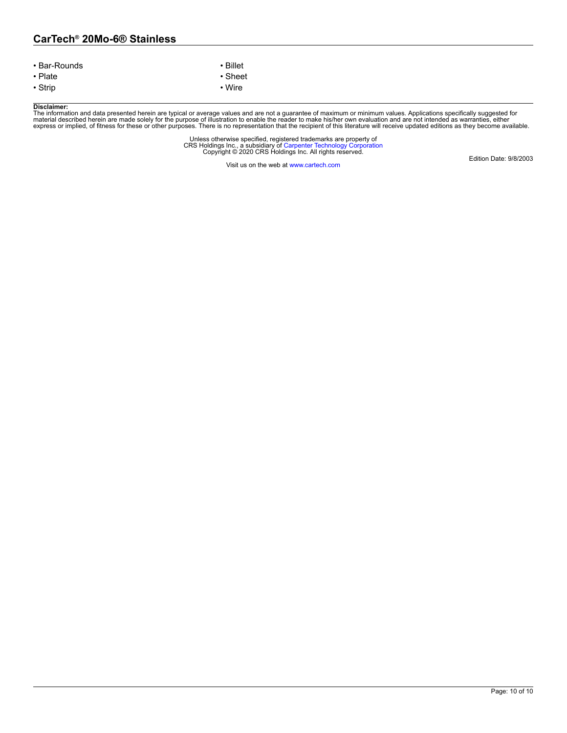- Bar-Rounds
- Billet
- Plate
- Sheet
- Strip
- Wire

**Disclaimer:**
The information and data presented herein are typical or average values and are not a guarantee of maximum or minimum values. Applications specifically suggested for material described herein are made solely for the purpose of illustration to enable the reader to make his/her own evaluation and are not intended as warranties, either express or implied, of fitness for these or other purposes. There is no representation that the recipient of this literature will receive updated editions as they become available.

Unless otherwise specified, registered trademarks are property of
CRS Holdings Inc., a subsidiary of Carpenter Technology Corporation
Copyright © 2020 CRS Holdings Inc. All rights reserved.

Edition Date: 9/8/2003

Visit us on the web at www.cartech.com